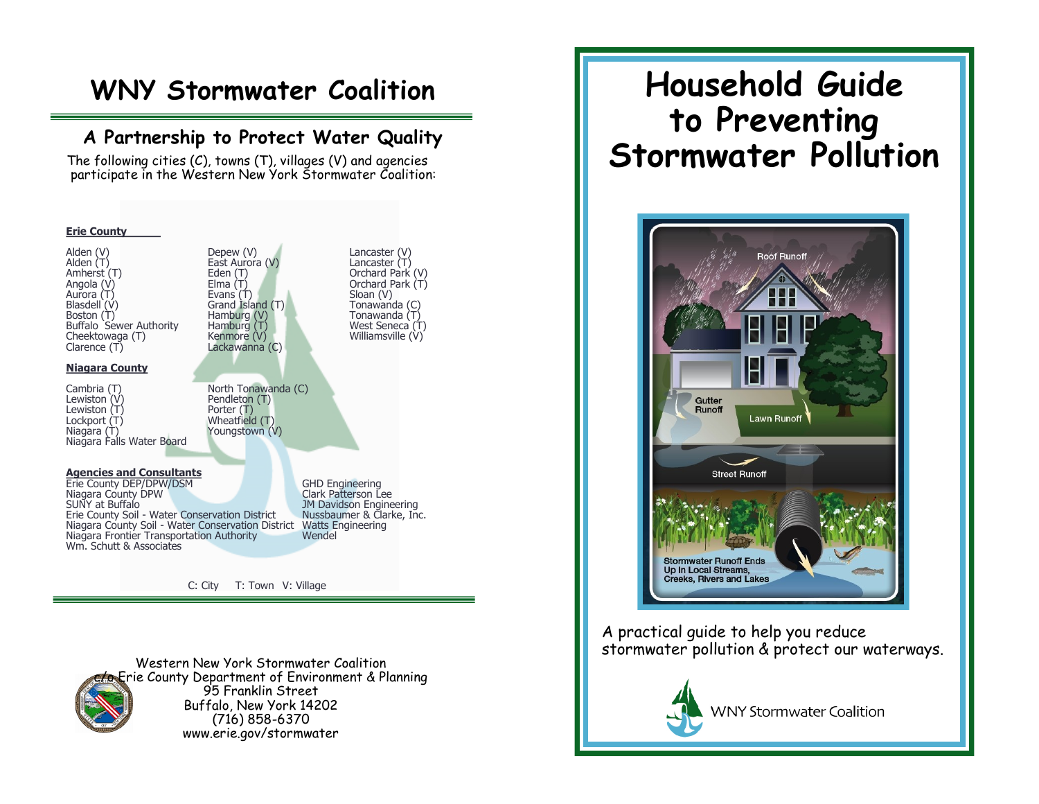# WNY Stormwater Coalition

## A Partnership to Protect Water Quality

The following cities (C), towns (T), villages (V) and agencies participate in the Western New York Stormwater Coalition:

**Erie County**

- Alden (V)
- Alden (T)
- Amherst (T)
- Angola (V)
- Aurora (T)
- Blasdell (V)
- Boston (T)
- Buffalo Sewer Authority
- Cheektowaga (T)
- Clarence (T)
- Depew (V)
- East Aurora (V)
- Eden (T)
- Elma (T)
- Evans (T)
- Grand Island (T)
- Hamburg (V)
- Hamburg (T)
- Kenmore (V)
- Lackawanna (C)
- Lancaster (V)
- Lancaster (T)
- Orchard Park (V)
- Orchard Park (T)
- Sloan (V)
- Tonawanda (C)
- Tonawanda (T)
- West Seneca (T)
- Williamsville (V)

**Niagara County**

- Cambria (T)
- Lewiston (V)
- Lewiston (T)
- Lockport (T)
- Niagara (T)
- Niagara Falls Water Board
- North Tonawanda (C)
- Pendleton (T)
- Porter (T)
- Wheatfield (T)
- Youngstown (V)

**Agencies and Consultants**

- Erie County DEP/DPW/DSM
- Niagara County DPW
- SUNY at Buffalo
- Erie County Soil - Water Conservation District
- Niagara County Soil - Water Conservation District
- Niagara Frontier Transportation Authority
- Wm. Schutt & Associates
- GHD Engineering
- Clark Patterson Lee
- JM Davidson Engineering
- Nussbaumer & Clarke, Inc.
- Watts Engineering
- Wendel

C: City T: Town V: Village

Western New York Stormwater Coalition
c/o Erie County Department of Environment & Planning
95 Franklin Street
Buffalo, New York 14202
(716) 858-6370
www.erie.gov/stormwater

# Household Guide to Preventing Stormwater Pollution

Roof Runoff
Gutter Runoff
Lawn Runoff
Street Runoff
Stormwater Runoff Ends Up In Local Streams, Creeks, Rivers and Lakes

A practical guide to help you reduce stormwater pollution & protect our waterways.

WNY Stormwater Coalition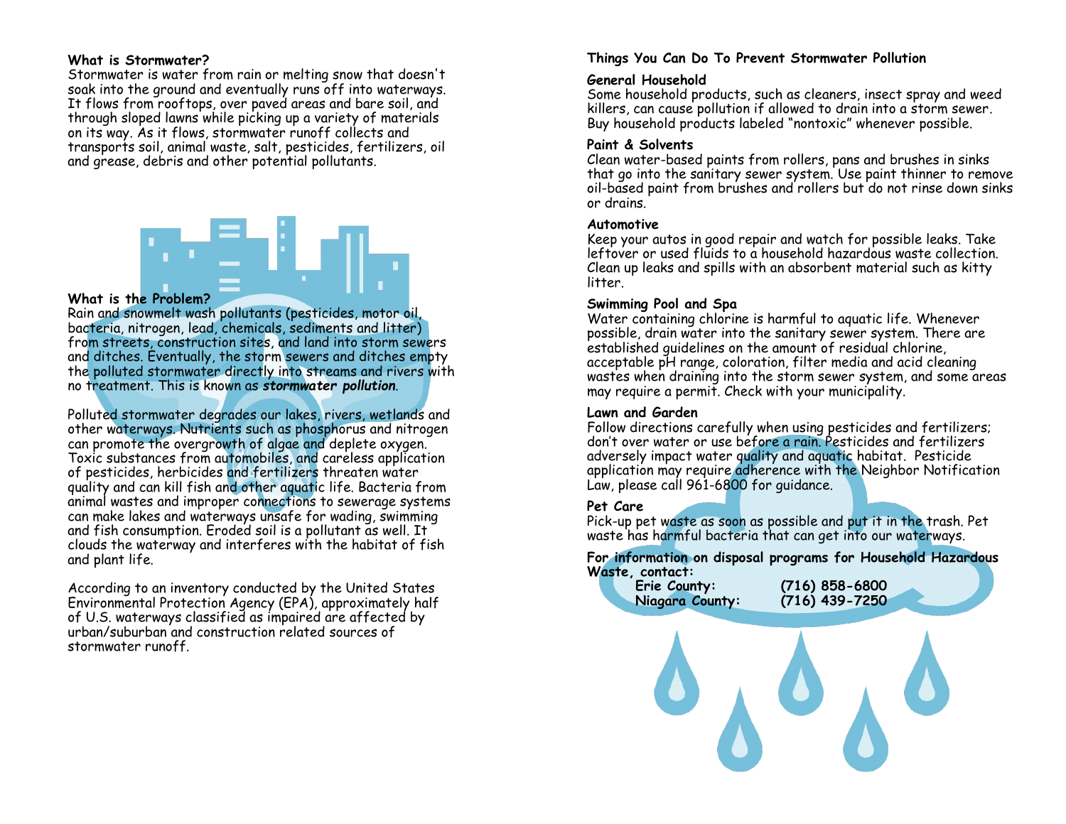## What is Stormwater?

Stormwater is water from rain or melting snow that doesn't soak into the ground and eventually runs off into waterways. It flows from rooftops, over paved areas and bare soil, and through sloped lawns while picking up a variety of materials on its way. As it flows, stormwater runoff collects and transports soil, animal waste, salt, pesticides, fertilizers, oil and grease, debris and other potential pollutants.

## What is the Problem?

Rain and snowmelt wash pollutants (pesticides, motor oil, bacteria, nitrogen, lead, chemicals, sediments and litter) from streets, construction sites, and land into storm sewers and ditches. Eventually, the storm sewers and ditches empty the polluted stormwater directly into streams and rivers with no treatment. This is known as ***stormwater pollution***.

Polluted stormwater degrades our lakes, rivers, wetlands and other waterways. Nutrients such as phosphorus and nitrogen can promote the overgrowth of algae and deplete oxygen. Toxic substances from automobiles, and careless application of pesticides, herbicides and fertilizers threaten water quality and can kill fish and other aquatic life. Bacteria from animal wastes and improper connections to sewerage systems can make lakes and waterways unsafe for wading, swimming and fish consumption. Eroded soil is a pollutant as well. It clouds the waterway and interferes with the habitat of fish and plant life.

According to an inventory conducted by the United States Environmental Protection Agency (EPA), approximately half of U.S. waterways classified as impaired are affected by urban/suburban and construction related sources of stormwater runoff.

## Things You Can Do To Prevent Stormwater Pollution

### General Household

Some household products, such as cleaners, insect spray and weed killers, can cause pollution if allowed to drain into a storm sewer. Buy household products labeled "nontoxic" whenever possible.

### Paint & Solvents

Clean water-based paints from rollers, pans and brushes in sinks that go into the sanitary sewer system. Use paint thinner to remove oil-based paint from brushes and rollers but do not rinse down sinks or drains.

### Automotive

Keep your autos in good repair and watch for possible leaks. Take leftover or used fluids to a household hazardous waste collection. Clean up leaks and spills with an absorbent material such as kitty litter.

### Swimming Pool and Spa

Water containing chlorine is harmful to aquatic life. Whenever possible, drain water into the sanitary sewer system. There are established guidelines on the amount of residual chlorine, acceptable pH range, coloration, filter media and acid cleaning wastes when draining into the storm sewer system, and some areas may require a permit. Check with your municipality.

### Lawn and Garden

Follow directions carefully when using pesticides and fertilizers; don't over water or use before a rain. Pesticides and fertilizers adversely impact water quality and aquatic habitat. Pesticide application may require adherence with the Neighbor Notification Law, please call 961-6800 for guidance.

### Pet Care

Pick-up pet waste as soon as possible and put it in the trash. Pet waste has harmful bacteria that can get into our waterways.

**For information on disposal programs for Household Hazardous Waste, contact:**

**Erie County: (716) 858-6800**
**Niagara County: (716) 439-7250**